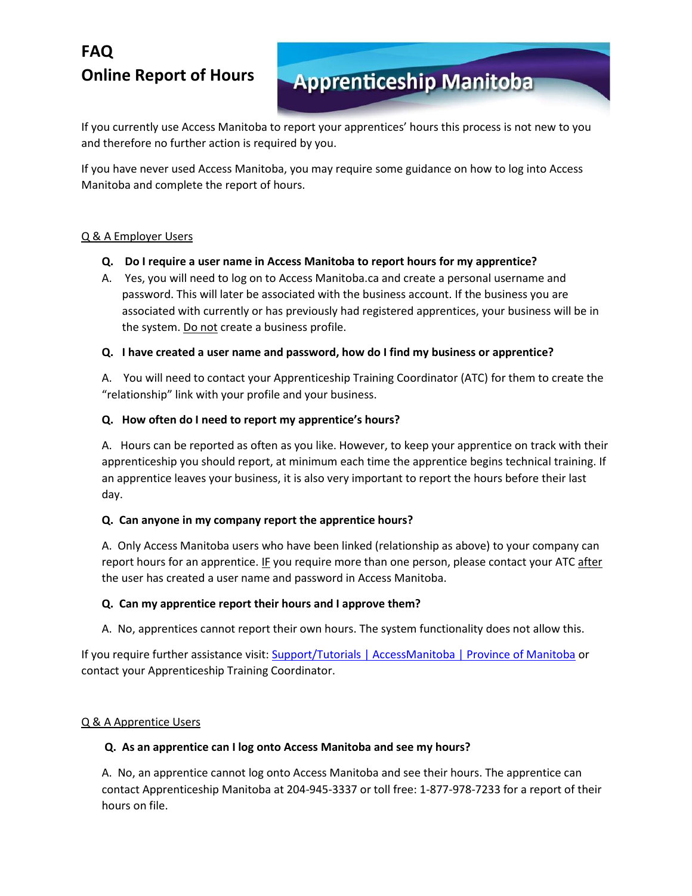# FAQ
# Online Report of Hours

Apprenticeship Manitoba

If you currently use Access Manitoba to report your apprentices' hours this process is not new to you and therefore no further action is required by you.

If you have never used Access Manitoba, you may require some guidance on how to log into Access Manitoba and complete the report of hours.

## Q & A Employer Users

**Q. Do I require a user name in Access Manitoba to report hours for my apprentice?**

A. Yes, you will need to log on to Access Manitoba.ca and create a personal username and password. This will later be associated with the business account. If the business you are associated with currently or has previously had registered apprentices, your business will be in the system. Do not create a business profile.

**Q. I have created a user name and password, how do I find my business or apprentice?**

A. You will need to contact your Apprenticeship Training Coordinator (ATC) for them to create the "relationship" link with your profile and your business.

**Q. How often do I need to report my apprentice's hours?**

A. Hours can be reported as often as you like. However, to keep your apprentice on track with their apprenticeship you should report, at minimum each time the apprentice begins technical training. If an apprentice leaves your business, it is also very important to report the hours before their last day.

**Q. Can anyone in my company report the apprentice hours?**

A. Only Access Manitoba users who have been linked (relationship as above) to your company can report hours for an apprentice. IF you require more than one person, please contact your ATC after the user has created a user name and password in Access Manitoba.

**Q. Can my apprentice report their hours and I approve them?**

A. No, apprentices cannot report their own hours. The system functionality does not allow this.

If you require further assistance visit: Support/Tutorials | AccessManitoba | Province of Manitoba or contact your Apprenticeship Training Coordinator.

## Q & A Apprentice Users

**Q. As an apprentice can I log onto Access Manitoba and see my hours?**

A. No, an apprentice cannot log onto Access Manitoba and see their hours. The apprentice can contact Apprenticeship Manitoba at 204-945-3337 or toll free: 1-877-978-7233 for a report of their hours on file.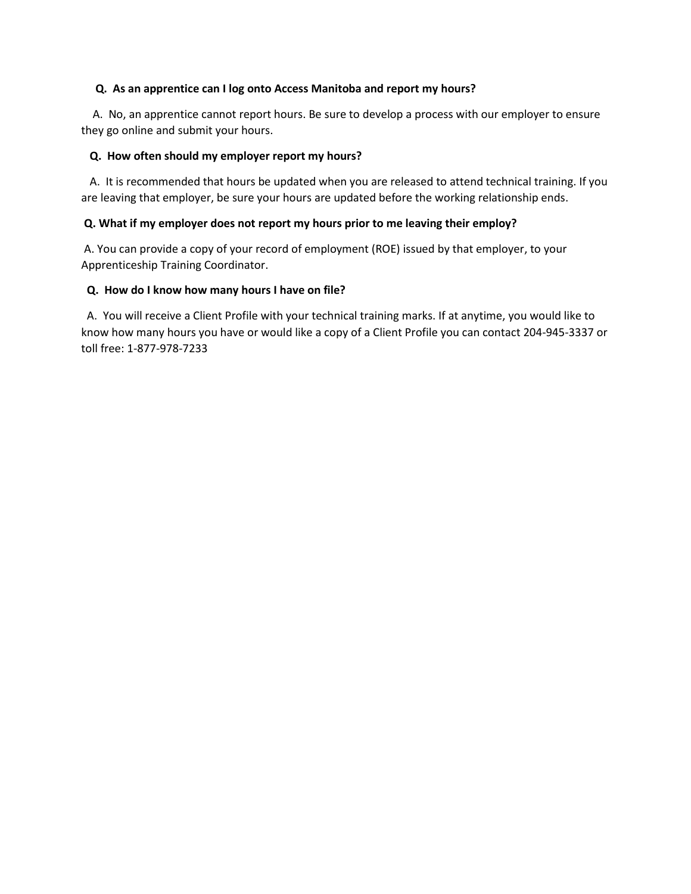**Q. As an apprentice can I log onto Access Manitoba and report my hours?**

A. No, an apprentice cannot report hours. Be sure to develop a process with our employer to ensure they go online and submit your hours.

**Q. How often should my employer report my hours?**

A. It is recommended that hours be updated when you are released to attend technical training. If you are leaving that employer, be sure your hours are updated before the working relationship ends.

**Q. What if my employer does not report my hours prior to me leaving their employ?**

A. You can provide a copy of your record of employment (ROE) issued by that employer, to your Apprenticeship Training Coordinator.

**Q. How do I know how many hours I have on file?**

A. You will receive a Client Profile with your technical training marks. If at anytime, you would like to know how many hours you have or would like a copy of a Client Profile you can contact 204-945-3337 or toll free: 1-877-978-7233